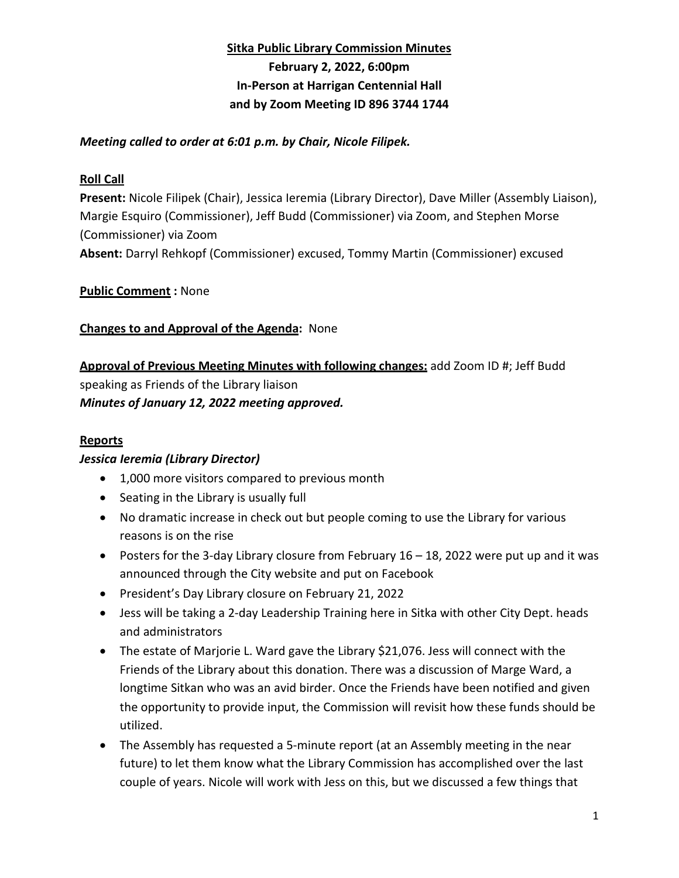**Sitka Public Library Commission Minutes**
**February 2, 2022, 6:00pm**
**In-Person at Harrigan Centennial Hall**
**and by Zoom Meeting ID 896 3744 1744**

***Meeting called to order at 6:01 p.m. by Chair, Nicole Filipek.***

**Roll Call**
**Present:** Nicole Filipek (Chair), Jessica Ieremia (Library Director), Dave Miller (Assembly Liaison), Margie Esquiro (Commissioner), Jeff Budd (Commissioner) via Zoom, and Stephen Morse (Commissioner) via Zoom
**Absent:** Darryl Rehkopf (Commissioner) excused, Tommy Martin (Commissioner) excused

**Public Comment :** None

**Changes to and Approval of the Agenda:** None

**Approval of Previous Meeting Minutes with following changes:** add Zoom ID #; Jeff Budd speaking as Friends of the Library liaison
***Minutes of January 12, 2022 meeting approved.***

**Reports**

***Jessica Ieremia (Library Director)***

- 1,000 more visitors compared to previous month
- Seating in the Library is usually full
- No dramatic increase in check out but people coming to use the Library for various reasons is on the rise
- Posters for the 3-day Library closure from February 16 – 18, 2022 were put up and it was announced through the City website and put on Facebook
- President's Day Library closure on February 21, 2022
- Jess will be taking a 2-day Leadership Training here in Sitka with other City Dept. heads and administrators
- The estate of Marjorie L. Ward gave the Library $21,076. Jess will connect with the Friends of the Library about this donation. There was a discussion of Marge Ward, a longtime Sitkan who was an avid birder. Once the Friends have been notified and given the opportunity to provide input, the Commission will revisit how these funds should be utilized.
- The Assembly has requested a 5-minute report (at an Assembly meeting in the near future) to let them know what the Library Commission has accomplished over the last couple of years. Nicole will work with Jess on this, but we discussed a few things that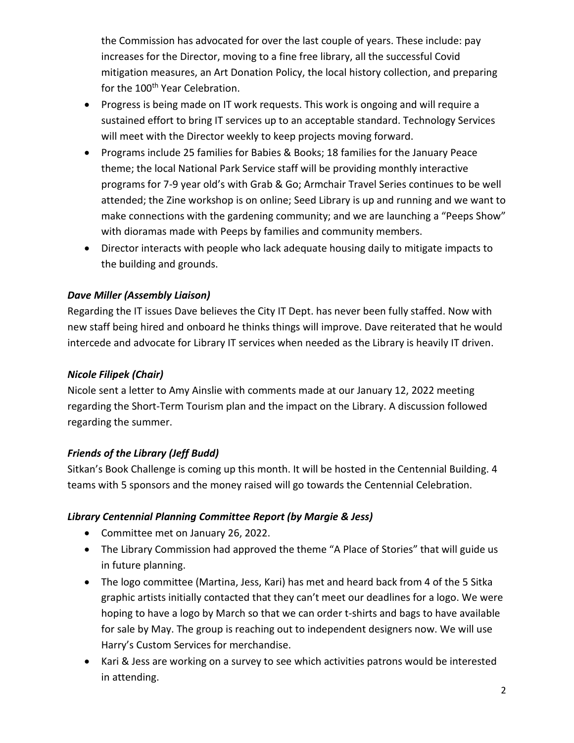the Commission has advocated for over the last couple of years. These include: pay increases for the Director, moving to a fine free library, all the successful Covid mitigation measures, an Art Donation Policy, the local history collection, and preparing for the 100th Year Celebration.

- Progress is being made on IT work requests. This work is ongoing and will require a sustained effort to bring IT services up to an acceptable standard. Technology Services will meet with the Director weekly to keep projects moving forward.
- Programs include 25 families for Babies & Books; 18 families for the January Peace theme; the local National Park Service staff will be providing monthly interactive programs for 7-9 year old's with Grab & Go; Armchair Travel Series continues to be well attended; the Zine workshop is on online; Seed Library is up and running and we want to make connections with the gardening community; and we are launching a "Peeps Show" with dioramas made with Peeps by families and community members.
- Director interacts with people who lack adequate housing daily to mitigate impacts to the building and grounds.

### *Dave Miller (Assembly Liaison)*

Regarding the IT issues Dave believes the City IT Dept. has never been fully staffed. Now with new staff being hired and onboard he thinks things will improve. Dave reiterated that he would intercede and advocate for Library IT services when needed as the Library is heavily IT driven.

### *Nicole Filipek (Chair)*

Nicole sent a letter to Amy Ainslie with comments made at our January 12, 2022 meeting regarding the Short-Term Tourism plan and the impact on the Library. A discussion followed regarding the summer.

### *Friends of the Library (Jeff Budd)*

Sitkan's Book Challenge is coming up this month. It will be hosted in the Centennial Building. 4 teams with 5 sponsors and the money raised will go towards the Centennial Celebration.

### *Library Centennial Planning Committee Report (by Margie & Jess)*

- Committee met on January 26, 2022.
- The Library Commission had approved the theme "A Place of Stories" that will guide us in future planning.
- The logo committee (Martina, Jess, Kari) has met and heard back from 4 of the 5 Sitka graphic artists initially contacted that they can't meet our deadlines for a logo. We were hoping to have a logo by March so that we can order t-shirts and bags to have available for sale by May. The group is reaching out to independent designers now. We will use Harry's Custom Services for merchandise.
- Kari & Jess are working on a survey to see which activities patrons would be interested in attending.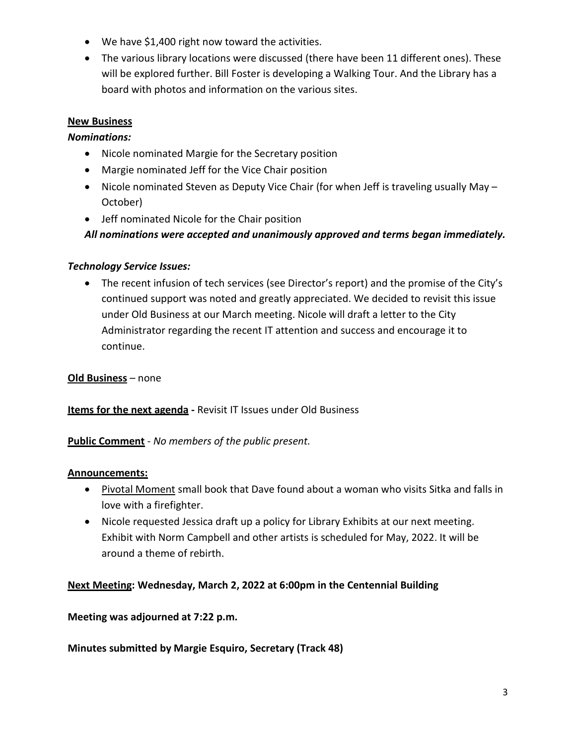- We have $1,400 right now toward the activities.
- The various library locations were discussed (there have been 11 different ones). These will be explored further. Bill Foster is developing a Walking Tour. And the Library has a board with photos and information on the various sites.

**New Business**

***Nominations:***

- Nicole nominated Margie for the Secretary position
- Margie nominated Jeff for the Vice Chair position
- Nicole nominated Steven as Deputy Vice Chair (for when Jeff is traveling usually May – October)
- Jeff nominated Nicole for the Chair position

***All nominations were accepted and unanimously approved and terms began immediately.***

***Technology Service Issues:***

- The recent infusion of tech services (see Director's report) and the promise of the City's continued support was noted and greatly appreciated. We decided to revisit this issue under Old Business at our March meeting. Nicole will draft a letter to the City Administrator regarding the recent IT attention and success and encourage it to continue.

**Old Business** – none

**Items for the next agenda -** Revisit IT Issues under Old Business

**Public Comment** - *No members of the public present.*

**Announcements:**

- Pivotal Moment small book that Dave found about a woman who visits Sitka and falls in love with a firefighter.
- Nicole requested Jessica draft up a policy for Library Exhibits at our next meeting. Exhibit with Norm Campbell and other artists is scheduled for May, 2022. It will be around a theme of rebirth.

**Next Meeting: Wednesday, March 2, 2022 at 6:00pm in the Centennial Building**

**Meeting was adjourned at 7:22 p.m.**

**Minutes submitted by Margie Esquiro, Secretary (Track 48)**